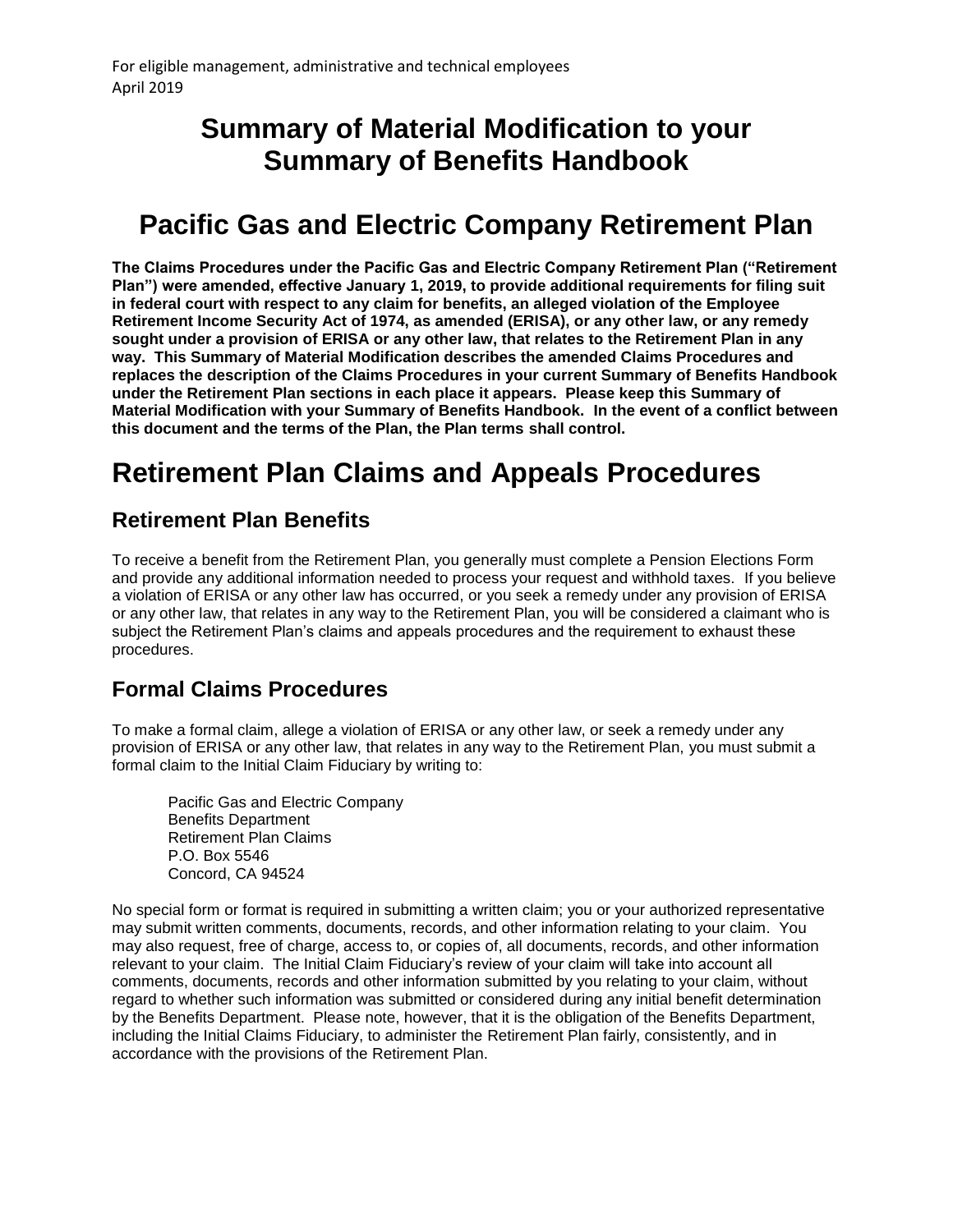For eligible management, administrative and technical employees
April 2019

# Summary of Material Modification to your Summary of Benefits Handbook

# Pacific Gas and Electric Company Retirement Plan

**The Claims Procedures under the Pacific Gas and Electric Company Retirement Plan ("Retirement Plan") were amended, effective January 1, 2019, to provide additional requirements for filing suit in federal court with respect to any claim for benefits, an alleged violation of the Employee Retirement Income Security Act of 1974, as amended (ERISA), or any other law, or any remedy sought under a provision of ERISA or any other law, that relates to the Retirement Plan in any way. This Summary of Material Modification describes the amended Claims Procedures and replaces the description of the Claims Procedures in your current Summary of Benefits Handbook under the Retirement Plan sections in each place it appears. Please keep this Summary of Material Modification with your Summary of Benefits Handbook. In the event of a conflict between this document and the terms of the Plan, the Plan terms shall control.**

# Retirement Plan Claims and Appeals Procedures

## Retirement Plan Benefits

To receive a benefit from the Retirement Plan, you generally must complete a Pension Elections Form and provide any additional information needed to process your request and withhold taxes. If you believe a violation of ERISA or any other law has occurred, or you seek a remedy under any provision of ERISA or any other law, that relates in any way to the Retirement Plan, you will be considered a claimant who is subject the Retirement Plan's claims and appeals procedures and the requirement to exhaust these procedures.

## Formal Claims Procedures

To make a formal claim, allege a violation of ERISA or any other law, or seek a remedy under any provision of ERISA or any other law, that relates in any way to the Retirement Plan, you must submit a formal claim to the Initial Claim Fiduciary by writing to:

> Pacific Gas and Electric Company
> Benefits Department
> Retirement Plan Claims
> P.O. Box 5546
> Concord, CA 94524

No special form or format is required in submitting a written claim; you or your authorized representative may submit written comments, documents, records, and other information relating to your claim. You may also request, free of charge, access to, or copies of, all documents, records, and other information relevant to your claim. The Initial Claim Fiduciary's review of your claim will take into account all comments, documents, records and other information submitted by you relating to your claim, without regard to whether such information was submitted or considered during any initial benefit determination by the Benefits Department. Please note, however, that it is the obligation of the Benefits Department, including the Initial Claims Fiduciary, to administer the Retirement Plan fairly, consistently, and in accordance with the provisions of the Retirement Plan.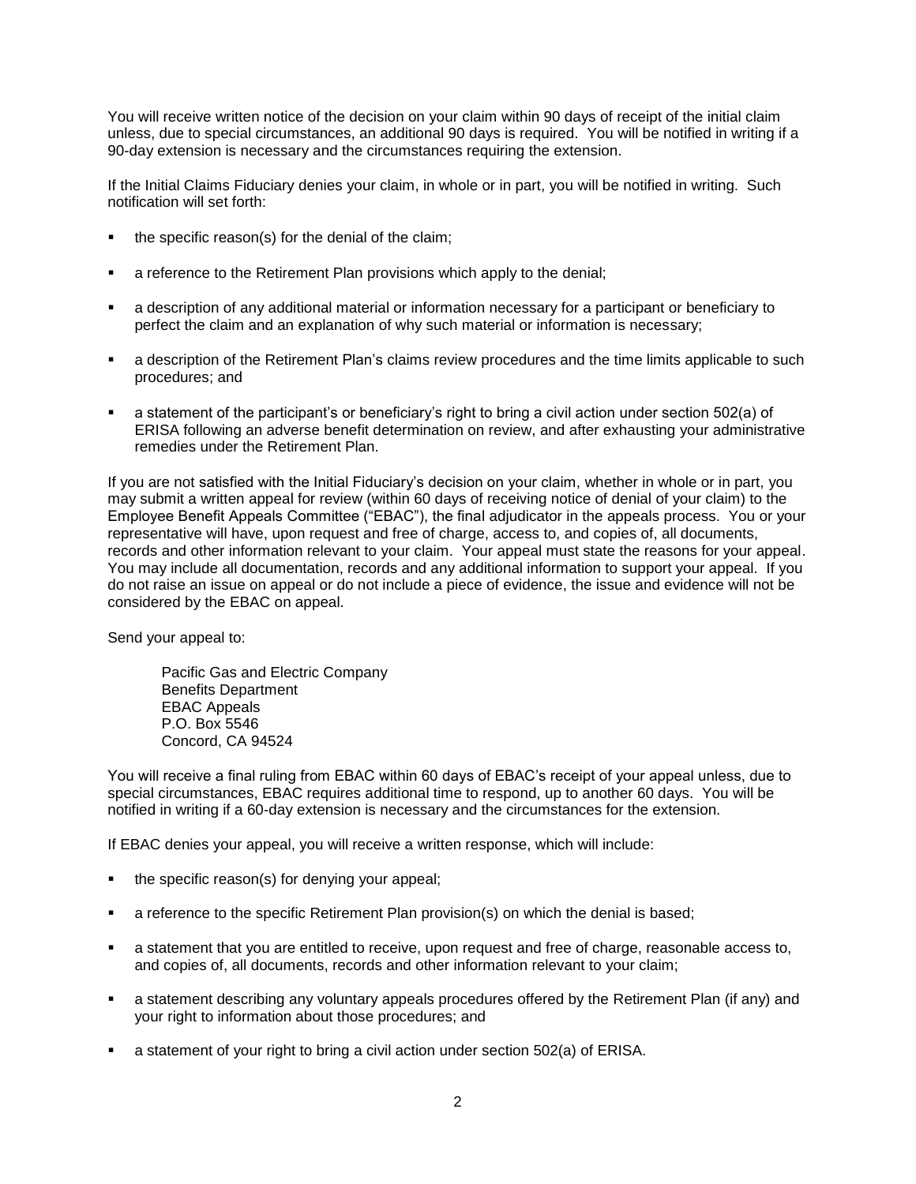You will receive written notice of the decision on your claim within 90 days of receipt of the initial claim unless, due to special circumstances, an additional 90 days is required. You will be notified in writing if a 90-day extension is necessary and the circumstances requiring the extension.

If the Initial Claims Fiduciary denies your claim, in whole or in part, you will be notified in writing. Such notification will set forth:

- the specific reason(s) for the denial of the claim;
- a reference to the Retirement Plan provisions which apply to the denial;
- a description of any additional material or information necessary for a participant or beneficiary to perfect the claim and an explanation of why such material or information is necessary;
- a description of the Retirement Plan's claims review procedures and the time limits applicable to such procedures; and
- a statement of the participant's or beneficiary's right to bring a civil action under section 502(a) of ERISA following an adverse benefit determination on review, and after exhausting your administrative remedies under the Retirement Plan.

If you are not satisfied with the Initial Fiduciary's decision on your claim, whether in whole or in part, you may submit a written appeal for review (within 60 days of receiving notice of denial of your claim) to the Employee Benefit Appeals Committee ("EBAC"), the final adjudicator in the appeals process. You or your representative will have, upon request and free of charge, access to, and copies of, all documents, records and other information relevant to your claim. Your appeal must state the reasons for your appeal. You may include all documentation, records and any additional information to support your appeal. If you do not raise an issue on appeal or do not include a piece of evidence, the issue and evidence will not be considered by the EBAC on appeal.

Send your appeal to:

> Pacific Gas and Electric Company
> Benefits Department
> EBAC Appeals
> P.O. Box 5546
> Concord, CA 94524

You will receive a final ruling from EBAC within 60 days of EBAC's receipt of your appeal unless, due to special circumstances, EBAC requires additional time to respond, up to another 60 days. You will be notified in writing if a 60-day extension is necessary and the circumstances for the extension.

If EBAC denies your appeal, you will receive a written response, which will include:

- the specific reason(s) for denying your appeal;
- a reference to the specific Retirement Plan provision(s) on which the denial is based;
- a statement that you are entitled to receive, upon request and free of charge, reasonable access to, and copies of, all documents, records and other information relevant to your claim;
- a statement describing any voluntary appeals procedures offered by the Retirement Plan (if any) and your right to information about those procedures; and
- a statement of your right to bring a civil action under section 502(a) of ERISA.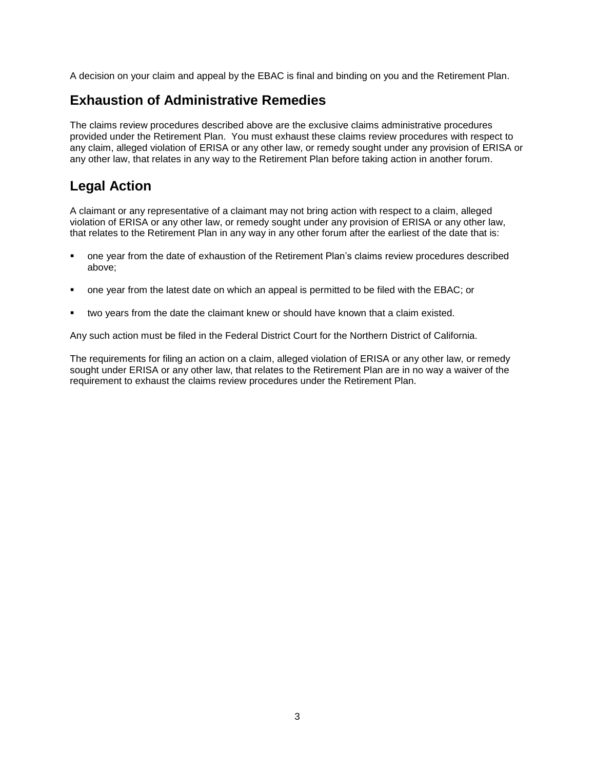A decision on your claim and appeal by the EBAC is final and binding on you and the Retirement Plan.

## Exhaustion of Administrative Remedies

The claims review procedures described above are the exclusive claims administrative procedures provided under the Retirement Plan. You must exhaust these claims review procedures with respect to any claim, alleged violation of ERISA or any other law, or remedy sought under any provision of ERISA or any other law, that relates in any way to the Retirement Plan before taking action in another forum.

## Legal Action

A claimant or any representative of a claimant may not bring action with respect to a claim, alleged violation of ERISA or any other law, or remedy sought under any provision of ERISA or any other law, that relates to the Retirement Plan in any way in any other forum after the earliest of the date that is:

- one year from the date of exhaustion of the Retirement Plan's claims review procedures described above;
- one year from the latest date on which an appeal is permitted to be filed with the EBAC; or
- two years from the date the claimant knew or should have known that a claim existed.

Any such action must be filed in the Federal District Court for the Northern District of California.

The requirements for filing an action on a claim, alleged violation of ERISA or any other law, or remedy sought under ERISA or any other law, that relates to the Retirement Plan are in no way a waiver of the requirement to exhaust the claims review procedures under the Retirement Plan.